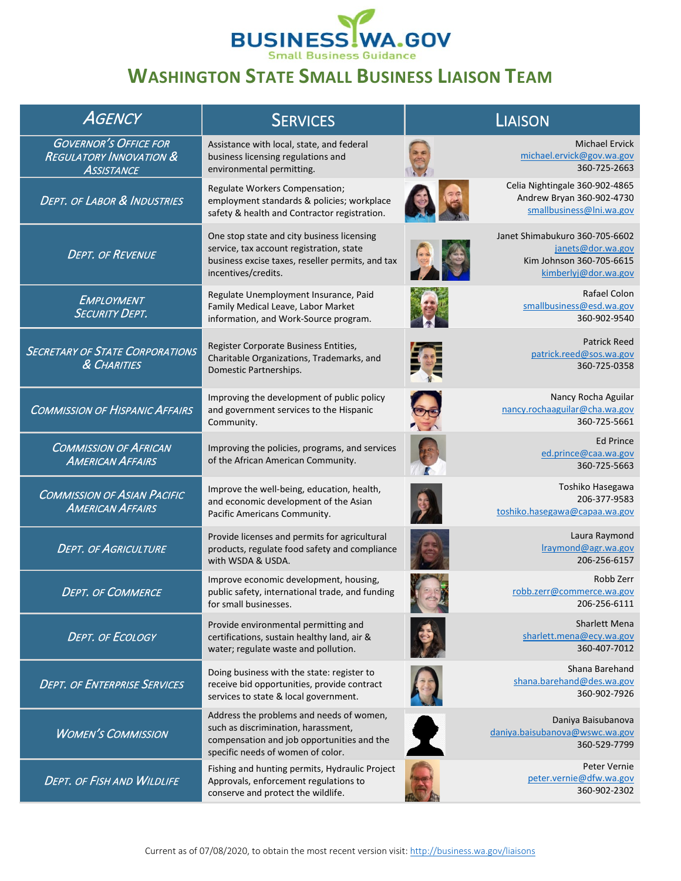# BUSINESS.WA.GOV

Small Business Guidance

## Washington State Small Business Liaison Team

| Agency | Services | Liaison |
|---|---|---|
| Governor's Office for Regulatory Innovation & Assistance | Assistance with local, state, and federal business licensing regulations and environmental permitting. | Michael Ervick<br>michael.ervick@gov.wa.gov<br>360-725-2663 |
| Dept. of Labor & Industries | Regulate Workers Compensation; employment standards & policies; workplace safety & health and Contractor registration. | Celia Nightingale 360-902-4865<br>Andrew Bryan 360-902-4730<br>smallbusiness@lni.wa.gov |
| Dept. of Revenue | One stop state and city business licensing service, tax account registration, state business excise taxes, reseller permits, and tax incentives/credits. | Janet Shimabukuro 360-705-6602<br>janets@dor.wa.gov<br>Kim Johnson 360-705-6615<br>kimberlyj@dor.wa.gov |
| Employment Security Dept. | Regulate Unemployment Insurance, Paid Family Medical Leave, Labor Market information, and Work-Source program. | Rafael Colon<br>smallbusiness@esd.wa.gov<br>360-902-9540 |
| Secretary of State Corporations & Charities | Register Corporate Business Entities, Charitable Organizations, Trademarks, and Domestic Partnerships. | Patrick Reed<br>patrick.reed@sos.wa.gov<br>360-725-0358 |
| Commission of Hispanic Affairs | Improving the development of public policy and government services to the Hispanic Community. | Nancy Rocha Aguilar<br>nancy.rochaaguilar@cha.wa.gov<br>360-725-5661 |
| Commission of African American Affairs | Improving the policies, programs, and services of the African American Community. | Ed Prince<br>ed.prince@caa.wa.gov<br>360-725-5663 |
| Commission of Asian Pacific American Affairs | Improve the well-being, education, health, and economic development of the Asian Pacific Americans Community. | Toshiko Hasegawa<br>206-377-9583<br>toshiko.hasegawa@capaa.wa.gov |
| Dept. of Agriculture | Provide licenses and permits for agricultural products, regulate food safety and compliance with WSDA & USDA. | Laura Raymond<br>lraymond@agr.wa.gov<br>206-256-6157 |
| Dept. of Commerce | Improve economic development, housing, public safety, international trade, and funding for small businesses. | Robb Zerr<br>robb.zerr@commerce.wa.gov<br>206-256-6111 |
| Dept. of Ecology | Provide environmental permitting and certifications, sustain healthy land, air & water; regulate waste and pollution. | Sharlett Mena<br>sharlett.mena@ecy.wa.gov<br>360-407-7012 |
| Dept. of Enterprise Services | Doing business with the state: register to receive bid opportunities, provide contract services to state & local government. | Shana Barehand<br>shana.barehand@des.wa.gov<br>360-902-7926 |
| Women's Commission | Address the problems and needs of women, such as discrimination, harassment, compensation and job opportunities and the specific needs of women of color. | Daniya Baisubanova<br>daniya.baisubanova@wswc.wa.gov<br>360-529-7799 |
| Dept. of Fish and Wildlife | Fishing and hunting permits, Hydraulic Project Approvals, enforcement regulations to conserve and protect the wildlife. | Peter Vernie<br>peter.vernie@dfw.wa.gov<br>360-902-2302 |

Current as of 07/08/2020, to obtain the most recent version visit: http://business.wa.gov/liaisons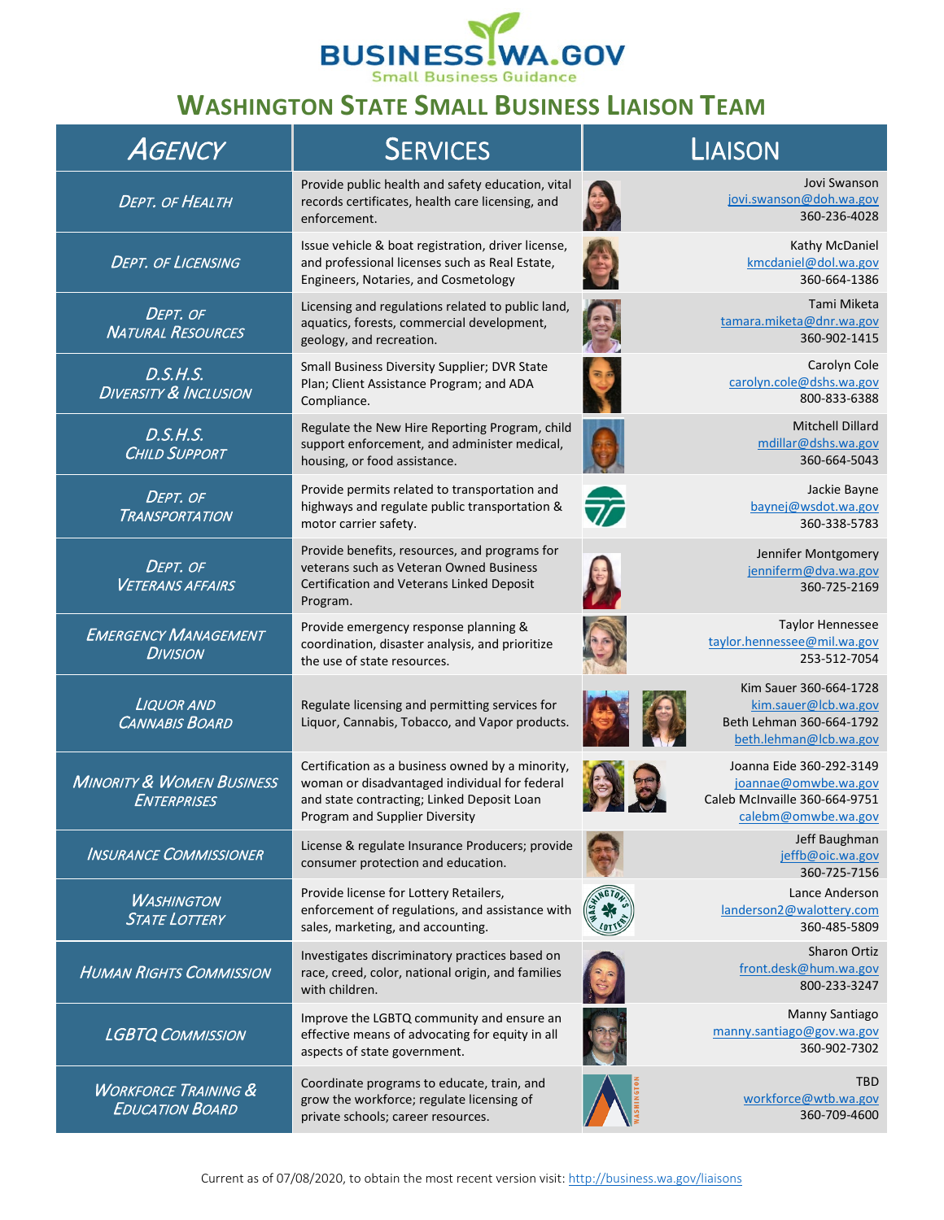# BUSINESS.WA.GOV

Small Business Guidance

## Washington State Small Business Liaison Team

| Agency | Services | Liaison |
|---|---|---|
| Dept. of Health | Provide public health and safety education, vital records certificates, health care licensing, and enforcement. | Jovi Swanson<br>jovi.swanson@doh.wa.gov<br>360-236-4028 |
| Dept. of Licensing | Issue vehicle & boat registration, driver license, and professional licenses such as Real Estate, Engineers, Notaries, and Cosmetology | Kathy McDaniel<br>kmcdaniel@dol.wa.gov<br>360-664-1386 |
| Dept. of Natural Resources | Licensing and regulations related to public land, aquatics, forests, commercial development, geology, and recreation. | Tami Miketa<br>tamara.miketa@dnr.wa.gov<br>360-902-1415 |
| D.S.H.S. Diversity & Inclusion | Small Business Diversity Supplier; DVR State Plan; Client Assistance Program; and ADA Compliance. | Carolyn Cole<br>carolyn.cole@dshs.wa.gov<br>800-833-6388 |
| D.S.H.S. Child Support | Regulate the New Hire Reporting Program, child support enforcement, and administer medical, housing, or food assistance. | Mitchell Dillard<br>mdillar@dshs.wa.gov<br>360-664-5043 |
| Dept. of Transportation | Provide permits related to transportation and highways and regulate public transportation & motor carrier safety. | Jackie Bayne<br>baynej@wsdot.wa.gov<br>360-338-5783 |
| Dept. of Veterans Affairs | Provide benefits, resources, and programs for veterans such as Veteran Owned Business Certification and Veterans Linked Deposit Program. | Jennifer Montgomery<br>jenniferm@dva.wa.gov<br>360-725-2169 |
| Emergency Management Division | Provide emergency response planning & coordination, disaster analysis, and prioritize the use of state resources. | Taylor Hennessee<br>taylor.hennessee@mil.wa.gov<br>253-512-7054 |
| Liquor and Cannabis Board | Regulate licensing and permitting services for Liquor, Cannabis, Tobacco, and Vapor products. | Kim Sauer 360-664-1728<br>kim.sauer@lcb.wa.gov<br>Beth Lehman 360-664-1792<br>beth.lehman@lcb.wa.gov |
| Minority & Women Business Enterprises | Certification as a business owned by a minority, woman or disadvantaged individual for federal and state contracting; Linked Deposit Loan Program and Supplier Diversity | Joanna Eide 360-292-3149<br>joannae@omwbe.wa.gov<br>Caleb McInvaille 360-664-9751<br>calebm@omwbe.wa.gov |
| Insurance Commissioner | License & regulate Insurance Producers; provide consumer protection and education. | Jeff Baughman<br>jeffb@oic.wa.gov<br>360-725-7156 |
| Washington State Lottery | Provide license for Lottery Retailers, enforcement of regulations, and assistance with sales, marketing, and accounting. | Lance Anderson<br>landerson2@walottery.com<br>360-485-5809 |
| Human Rights Commission | Investigates discriminatory practices based on race, creed, color, national origin, and families with children. | Sharon Ortiz<br>front.desk@hum.wa.gov<br>800-233-3247 |
| LGBTQ Commission | Improve the LGBTQ community and ensure an effective means of advocating for equity in all aspects of state government. | Manny Santiago<br>manny.santiago@gov.wa.gov<br>360-902-7302 |
| Workforce Training & Education Board | Coordinate programs to educate, train, and grow the workforce; regulate licensing of private schools; career resources. | TBD<br>workforce@wtb.wa.gov<br>360-709-4600 |

Current as of 07/08/2020, to obtain the most recent version visit: http://business.wa.gov/liaisons